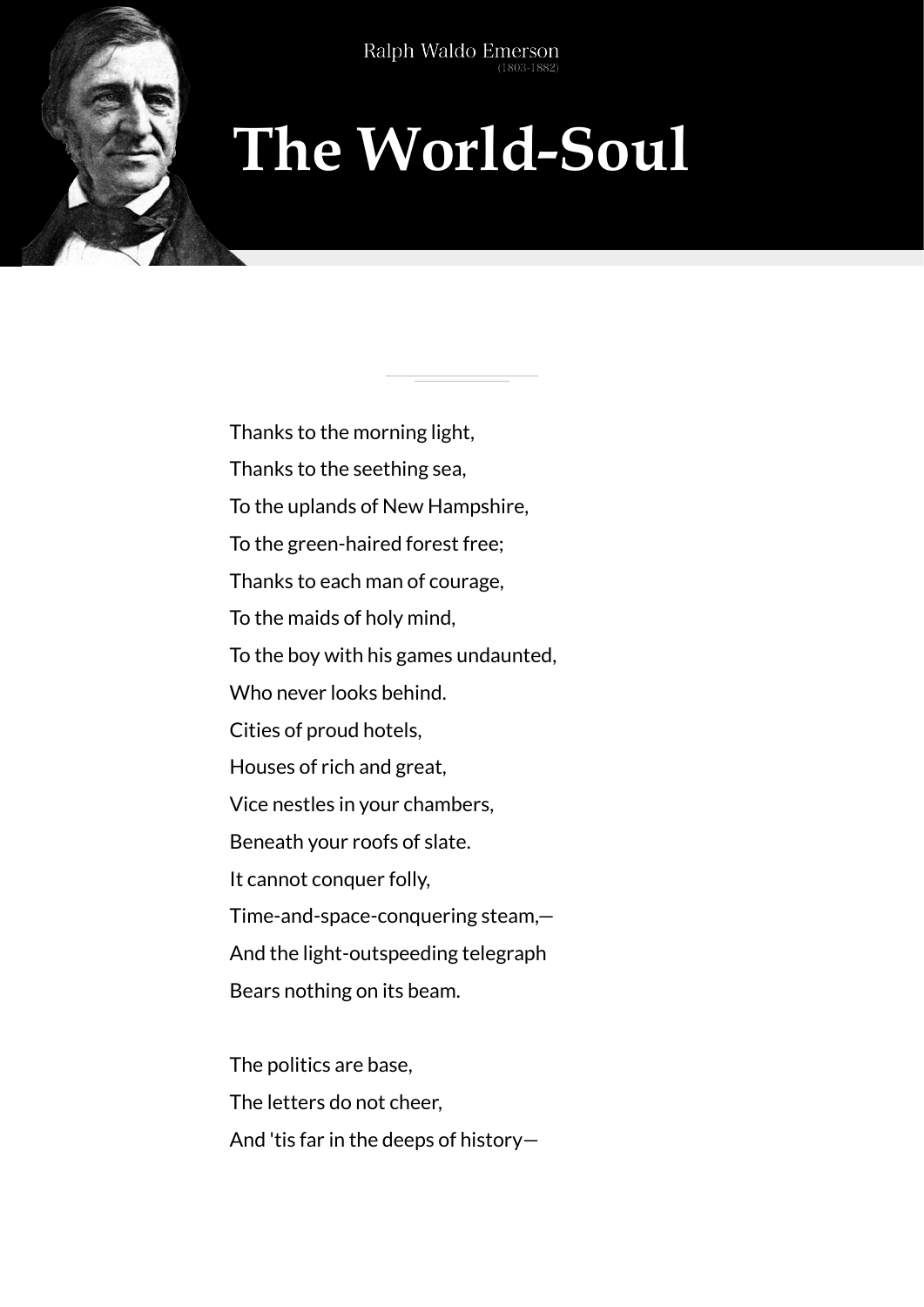Ralph Waldo Emerson
(1803-1882)

# The World-Soul

Thanks to the morning light,

Thanks to the seething sea,

To the uplands of New Hampshire,

To the green-haired forest free;

Thanks to each man of courage,

To the maids of holy mind,

To the boy with his games undaunted,

Who never looks behind.

Cities of proud hotels,

Houses of rich and great,

Vice nestles in your chambers,

Beneath your roofs of slate.

It cannot conquer folly,

Time-and-space-conquering steam,—

And the light-outspeeding telegraph

Bears nothing on its beam.

The politics are base,

The letters do not cheer,

And 'tis far in the deeps of history—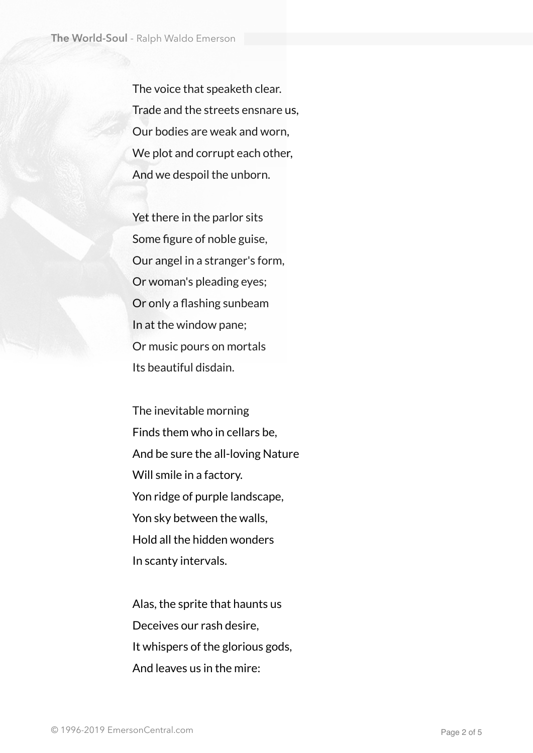The voice that speaketh clear.  
Trade and the streets ensnare us,  
Our bodies are weak and worn,  
We plot and corrupt each other,  
And we despoil the unborn.

Yet there in the parlor sits  
Some figure of noble guise,  
Our angel in a stranger's form,  
Or woman's pleading eyes;  
Or only a flashing sunbeam  
In at the window pane;  
Or music pours on mortals  
Its beautiful disdain.

The inevitable morning  
Finds them who in cellars be,  
And be sure the all-loving Nature  
Will smile in a factory.  
Yon ridge of purple landscape,  
Yon sky between the walls,  
Hold all the hidden wonders  
In scanty intervals.

Alas, the sprite that haunts us  
Deceives our rash desire,  
It whispers of the glorious gods,  
And leaves us in the mire: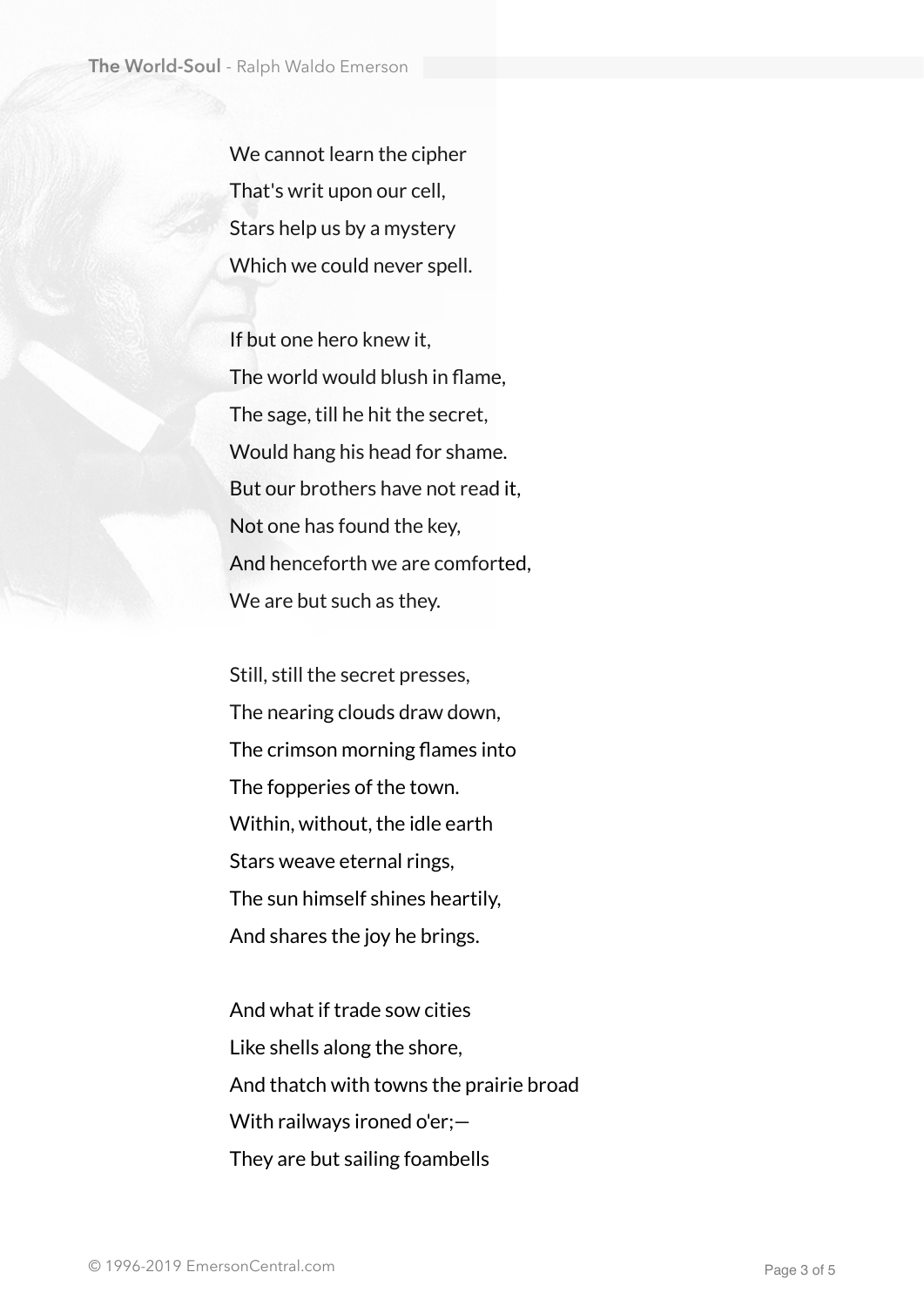We cannot learn the cipher  
That's writ upon our cell,  
Stars help us by a mystery  
Which we could never spell.

If but one hero knew it,  
The world would blush in flame,  
The sage, till he hit the secret,  
Would hang his head for shame.  
But our brothers have not read it,  
Not one has found the key,  
And henceforth we are comforted,  
We are but such as they.

Still, still the secret presses,  
The nearing clouds draw down,  
The crimson morning flames into  
The fopperies of the town.  
Within, without, the idle earth  
Stars weave eternal rings,  
The sun himself shines heartily,  
And shares the joy he brings.

And what if trade sow cities  
Like shells along the shore,  
And thatch with towns the prairie broad  
With railways ironed o'er;—  
They are but sailing foambells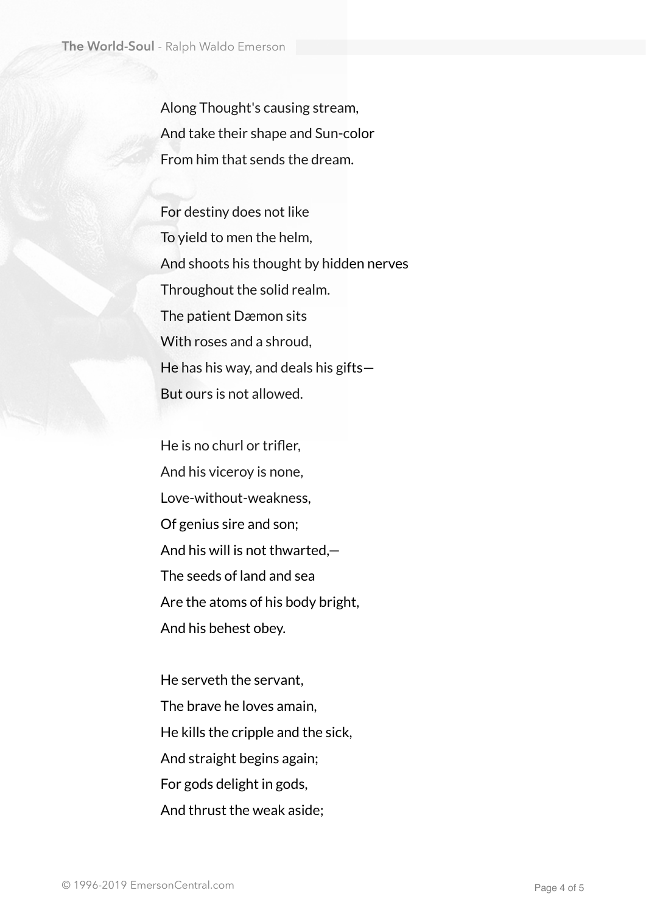Along Thought's causing stream,
And take their shape and Sun-color
From him that sends the dream.

For destiny does not like
To yield to men the helm,
And shoots his thought by hidden nerves
Throughout the solid realm.
The patient Dæmon sits
With roses and a shroud,
He has his way, and deals his gifts—
But ours is not allowed.

He is no churl or trifler,
And his viceroy is none,
Love-without-weakness,
Of genius sire and son;
And his will is not thwarted,—
The seeds of land and sea
Are the atoms of his body bright,
And his behest obey.

He serveth the servant,
The brave he loves amain,
He kills the cripple and the sick,
And straight begins again;
For gods delight in gods,
And thrust the weak aside;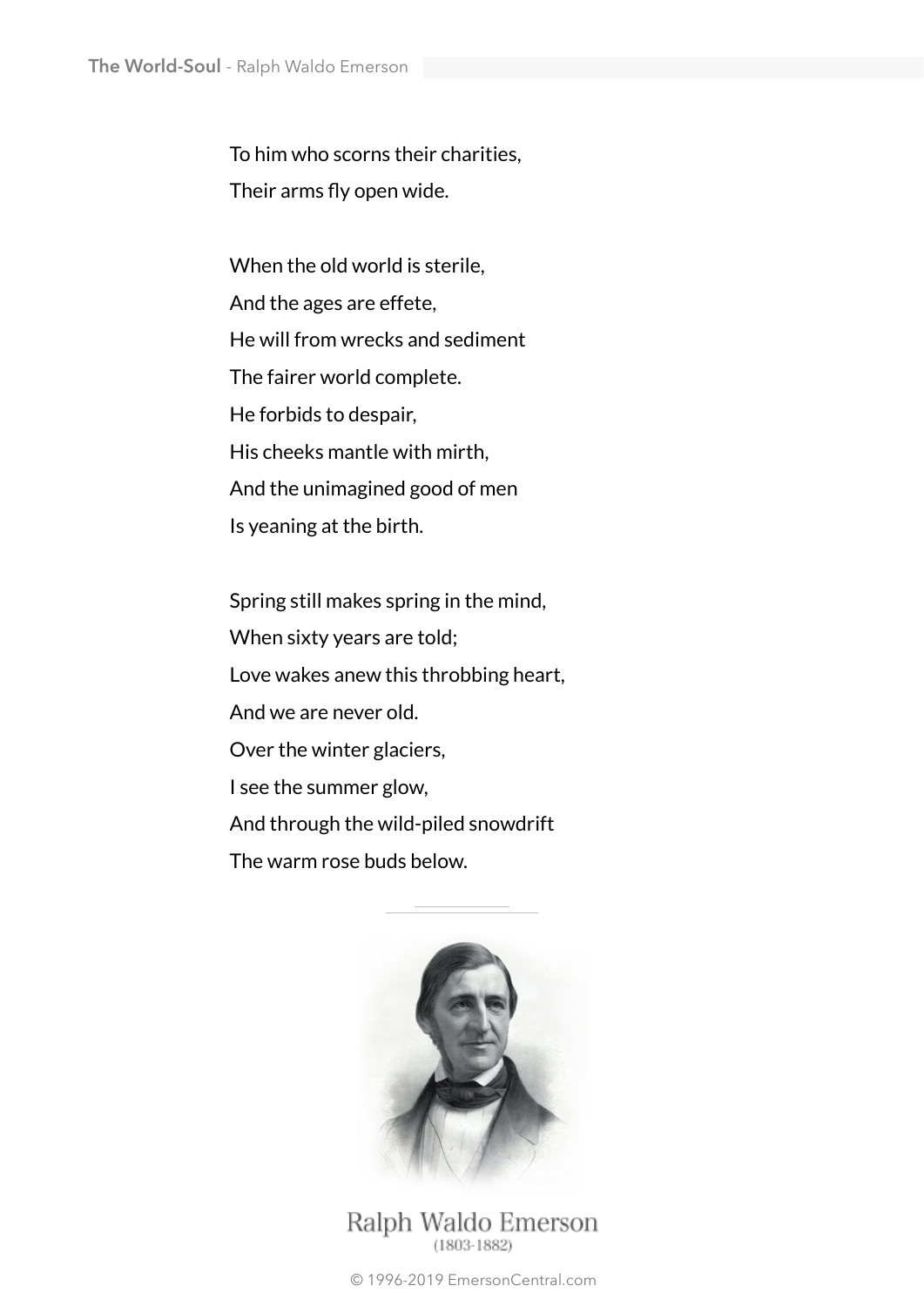To him who scorns their charities,
Their arms fly open wide.

When the old world is sterile,
And the ages are effete,
He will from wrecks and sediment
The fairer world complete.
He forbids to despair,
His cheeks mantle with mirth,
And the unimagined good of men
Is yeaning at the birth.

Spring still makes spring in the mind,
When sixty years are told;
Love wakes anew this throbbing heart,
And we are never old.
Over the winter glaciers,
I see the summer glow,
And through the wild-piled snowdrift
The warm rose buds below.

Ralph Waldo Emerson
(1803-1882)

© 1996-2019 EmersonCentral.com